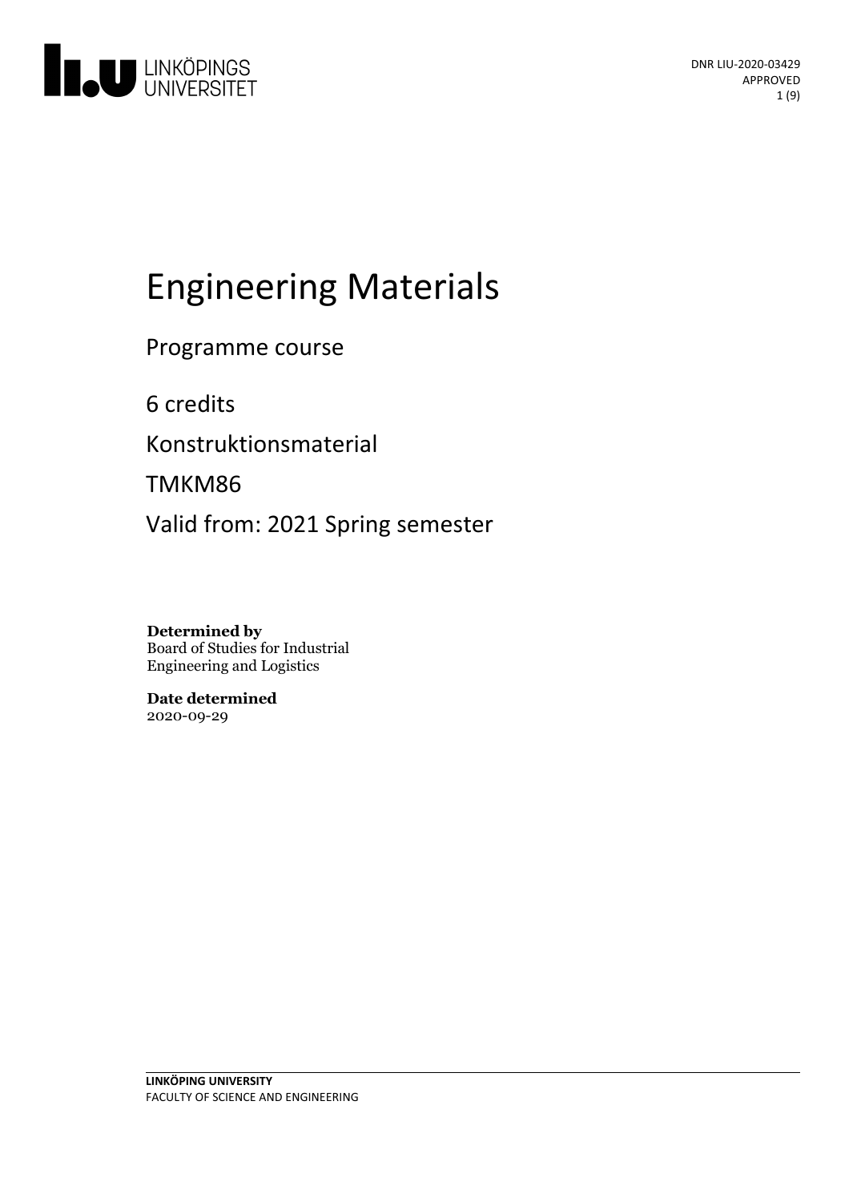DNR LIU-2020-03429
APPROVED

# Engineering Materials

Programme course

6 credits

Konstruktionsmaterial

TMKM86

Valid from: 2021 Spring semester

**Determined by**
Board of Studies for Industrial Engineering and Logistics

**Date determined**
2020-09-29

**LINKÖPING UNIVERSITY**
FACULTY OF SCIENCE AND ENGINEERING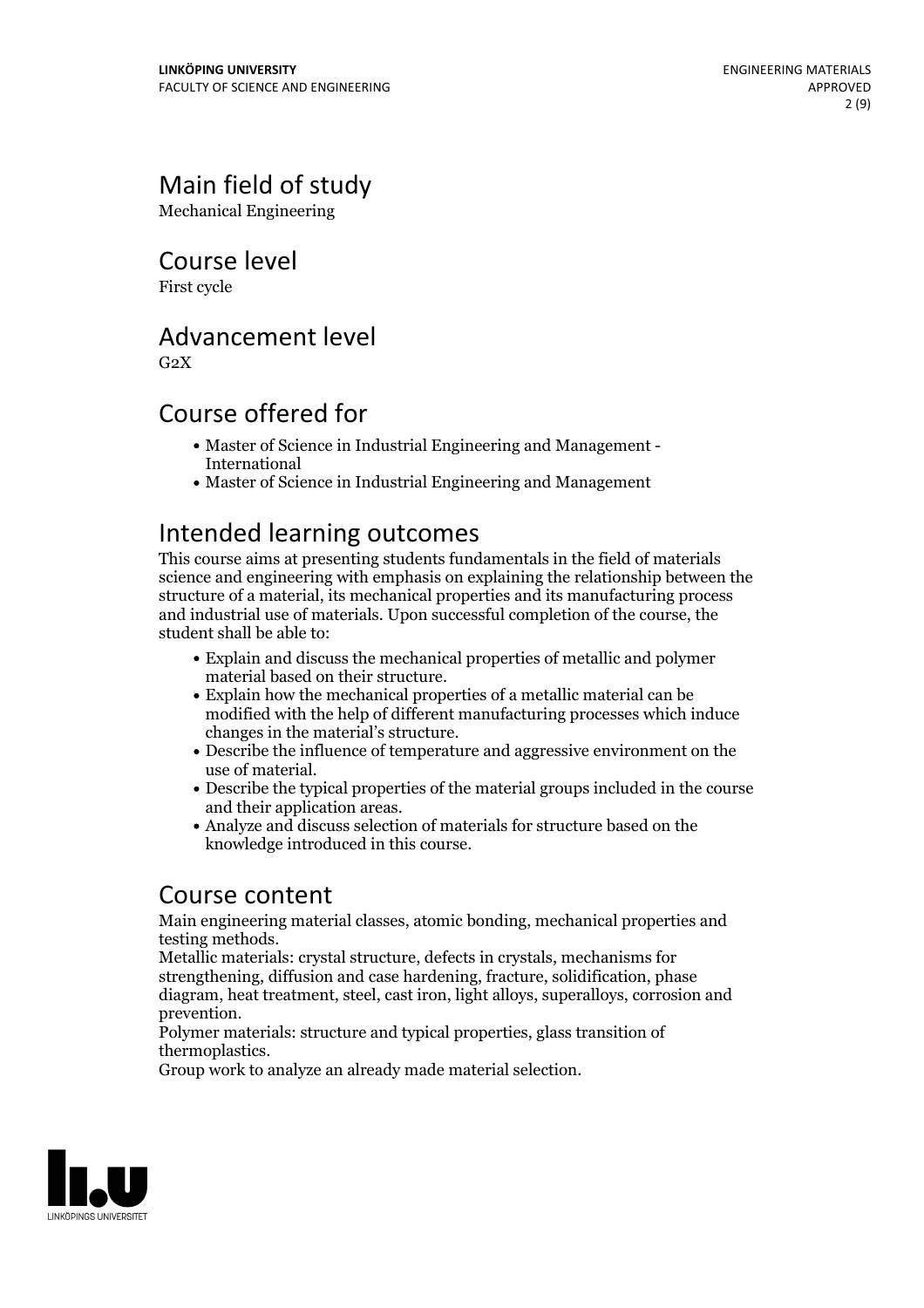## Main field of study

Mechanical Engineering

## Course level

First cycle

## Advancement level

G2X

## Course offered for

- Master of Science in Industrial Engineering and Management - International
- Master of Science in Industrial Engineering and Management

## Intended learning outcomes

This course aims at presenting students fundamentals in the field of materials science and engineering with emphasis on explaining the relationship between the structure of a material, its mechanical properties and its manufacturing process and industrial use of materials. Upon successful completion of the course, the student shall be able to:

- Explain and discuss the mechanical properties of metallic and polymer material based on their structure.
- Explain how the mechanical properties of a metallic material can be modified with the help of different manufacturing processes which induce changes in the material's structure.
- Describe the influence of temperature and aggressive environment on the use of material.
- Describe the typical properties of the material groups included in the course and their application areas.
- Analyze and discuss selection of materials for structure based on the knowledge introduced in this course.

## Course content

Main engineering material classes, atomic bonding, mechanical properties and testing methods.

Metallic materials: crystal structure, defects in crystals, mechanisms for strengthening, diffusion and case hardening, fracture, solidification, phase diagram, heat treatment, steel, cast iron, light alloys, superalloys, corrosion and prevention.

Polymer materials: structure and typical properties, glass transition of thermoplastics.

Group work to analyze an already made material selection.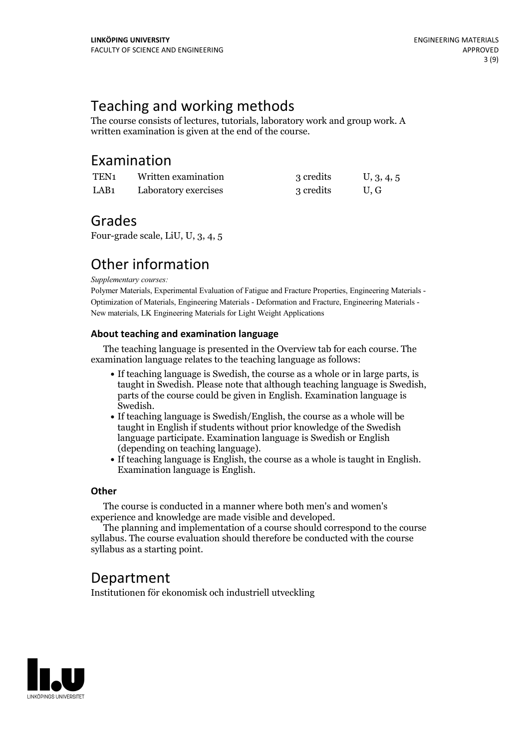# Teaching and working methods

The course consists of lectures, tutorials, laboratory work and group work. A written examination is given at the end of the course.

# Examination

| | | | |
|---|---|---|---|
| TEN1 | Written examination | 3 credits | U, 3, 4, 5 |
| LAB1 | Laboratory exercises | 3 credits | U, G |

# Grades

Four-grade scale, LiU, U, 3, 4, 5

# Other information

*Supplementary courses:*

Polymer Materials, Experimental Evaluation of Fatigue and Fracture Properties, Engineering Materials - Optimization of Materials, Engineering Materials - Deformation and Fracture, Engineering Materials - New materials, LK Engineering Materials for Light Weight Applications

### About teaching and examination language

The teaching language is presented in the Overview tab for each course. The examination language relates to the teaching language as follows:

- If teaching language is Swedish, the course as a whole or in large parts, is taught in Swedish. Please note that although teaching language is Swedish, parts of the course could be given in English. Examination language is Swedish.
- If teaching language is Swedish/English, the course as a whole will be taught in English if students without prior knowledge of the Swedish language participate. Examination language is Swedish or English (depending on teaching language).
- If teaching language is English, the course as a whole is taught in English. Examination language is English.

### Other

The course is conducted in a manner where both men's and women's experience and knowledge are made visible and developed.

The planning and implementation of a course should correspond to the course syllabus. The course evaluation should therefore be conducted with the course syllabus as a starting point.

# Department

Institutionen för ekonomisk och industriell utveckling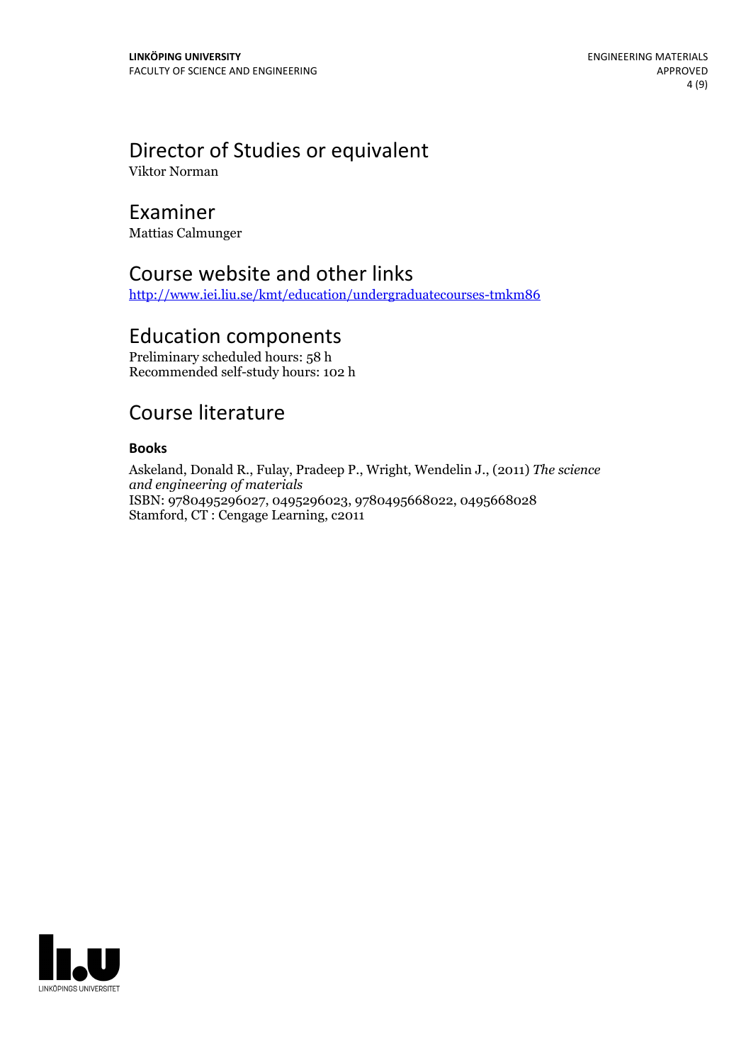## Director of Studies or equivalent

Viktor Norman

## Examiner

Mattias Calmunger

## Course website and other links

[http://www.iei.liu.se/kmt/education/undergraduatecourses-tmkm86](http://www.iei.liu.se/kmt/education/undergraduatecourses-tmkm86)

## Education components

Preliminary scheduled hours: 58 h
Recommended self-study hours: 102 h

## Course literature

### Books

Askeland, Donald R., Fulay, Pradeep P., Wright, Wendelin J., (2011) *The science and engineering of materials*
ISBN: 9780495296027, 0495296023, 9780495668022, 0495668028
Stamford, CT : Cengage Learning, c2011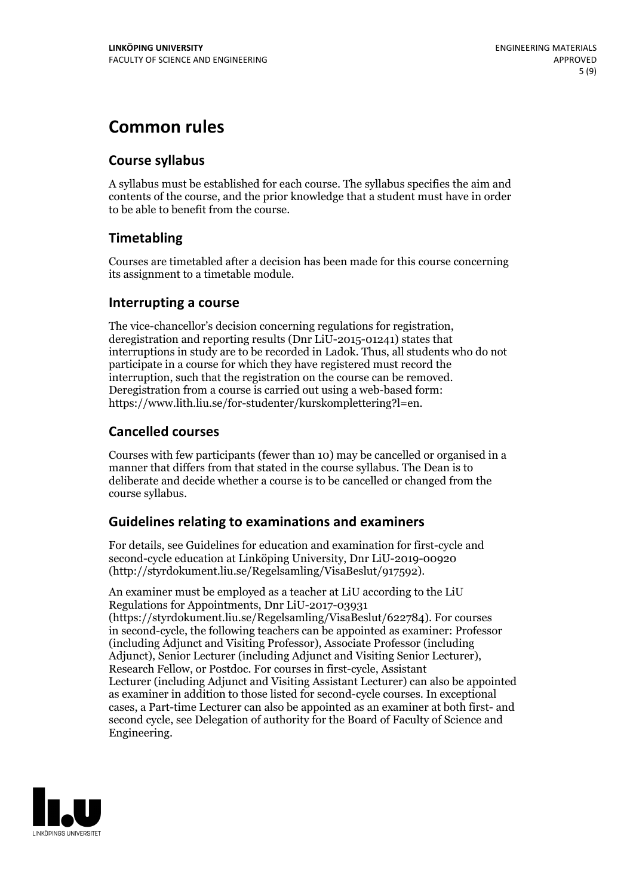# Common rules

## Course syllabus

A syllabus must be established for each course. The syllabus specifies the aim and contents of the course, and the prior knowledge that a student must have in order to be able to benefit from the course.

## Timetabling

Courses are timetabled after a decision has been made for this course concerning its assignment to a timetable module.

## Interrupting a course

The vice-chancellor's decision concerning regulations for registration, deregistration and reporting results (Dnr LiU-2015-01241) states that interruptions in study are to be recorded in Ladok. Thus, all students who do not participate in a course for which they have registered must record the interruption, such that the registration on the course can be removed. Deregistration from a course is carried out using a web-based form: https://www.lith.liu.se/for-studenter/kurskomplettering?l=en.

## Cancelled courses

Courses with few participants (fewer than 10) may be cancelled or organised in a manner that differs from that stated in the course syllabus. The Dean is to deliberate and decide whether a course is to be cancelled or changed from the course syllabus.

## Guidelines relating to examinations and examiners

For details, see Guidelines for education and examination for first-cycle and second-cycle education at Linköping University, Dnr LiU-2019-00920 (http://styrdokument.liu.se/Regelsamling/VisaBeslut/917592).

An examiner must be employed as a teacher at LiU according to the LiU Regulations for Appointments, Dnr LiU-2017-03931 (https://styrdokument.liu.se/Regelsamling/VisaBeslut/622784). For courses in second-cycle, the following teachers can be appointed as examiner: Professor (including Adjunct and Visiting Professor), Associate Professor (including Adjunct), Senior Lecturer (including Adjunct and Visiting Senior Lecturer), Research Fellow, or Postdoc. For courses in first-cycle, Assistant Lecturer (including Adjunct and Visiting Assistant Lecturer) can also be appointed as examiner in addition to those listed for second-cycle courses. In exceptional cases, a Part-time Lecturer can also be appointed as an examiner at both first- and second cycle, see Delegation of authority for the Board of Faculty of Science and Engineering.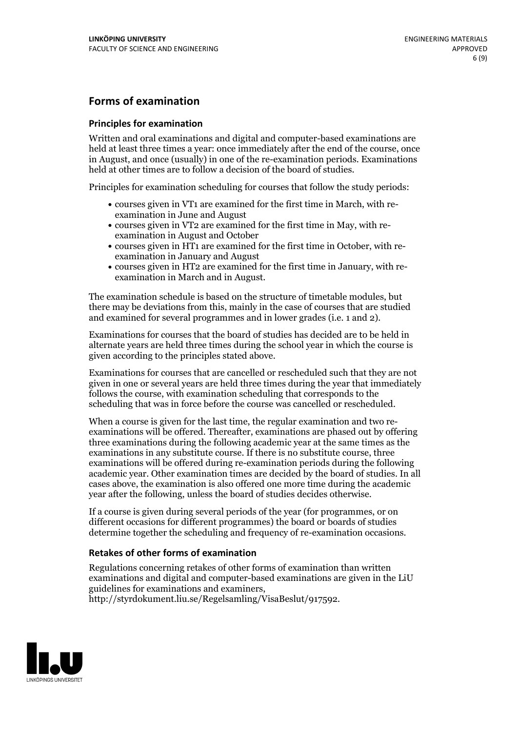## Forms of examination

### Principles for examination

Written and oral examinations and digital and computer-based examinations are held at least three times a year: once immediately after the end of the course, once in August, and once (usually) in one of the re-examination periods. Examinations held at other times are to follow a decision of the board of studies.

Principles for examination scheduling for courses that follow the study periods:

- courses given in VT1 are examined for the first time in March, with re-examination in June and August
- courses given in VT2 are examined for the first time in May, with re-examination in August and October
- courses given in HT1 are examined for the first time in October, with re-examination in January and August
- courses given in HT2 are examined for the first time in January, with re-examination in March and in August.

The examination schedule is based on the structure of timetable modules, but there may be deviations from this, mainly in the case of courses that are studied and examined for several programmes and in lower grades (i.e. 1 and 2).

Examinations for courses that the board of studies has decided are to be held in alternate years are held three times during the school year in which the course is given according to the principles stated above.

Examinations for courses that are cancelled or rescheduled such that they are not given in one or several years are held three times during the year that immediately follows the course, with examination scheduling that corresponds to the scheduling that was in force before the course was cancelled or rescheduled.

When a course is given for the last time, the regular examination and two re-examinations will be offered. Thereafter, examinations are phased out by offering three examinations during the following academic year at the same times as the examinations in any substitute course. If there is no substitute course, three examinations will be offered during re-examination periods during the following academic year. Other examination times are decided by the board of studies. In all cases above, the examination is also offered one more time during the academic year after the following, unless the board of studies decides otherwise.

If a course is given during several periods of the year (for programmes, or on different occasions for different programmes) the board or boards of studies determine together the scheduling and frequency of re-examination occasions.

### Retakes of other forms of examination

Regulations concerning retakes of other forms of examination than written examinations and digital and computer-based examinations are given in the LiU guidelines for examinations and examiners, http://styrdokument.liu.se/Regelsamling/VisaBeslut/917592.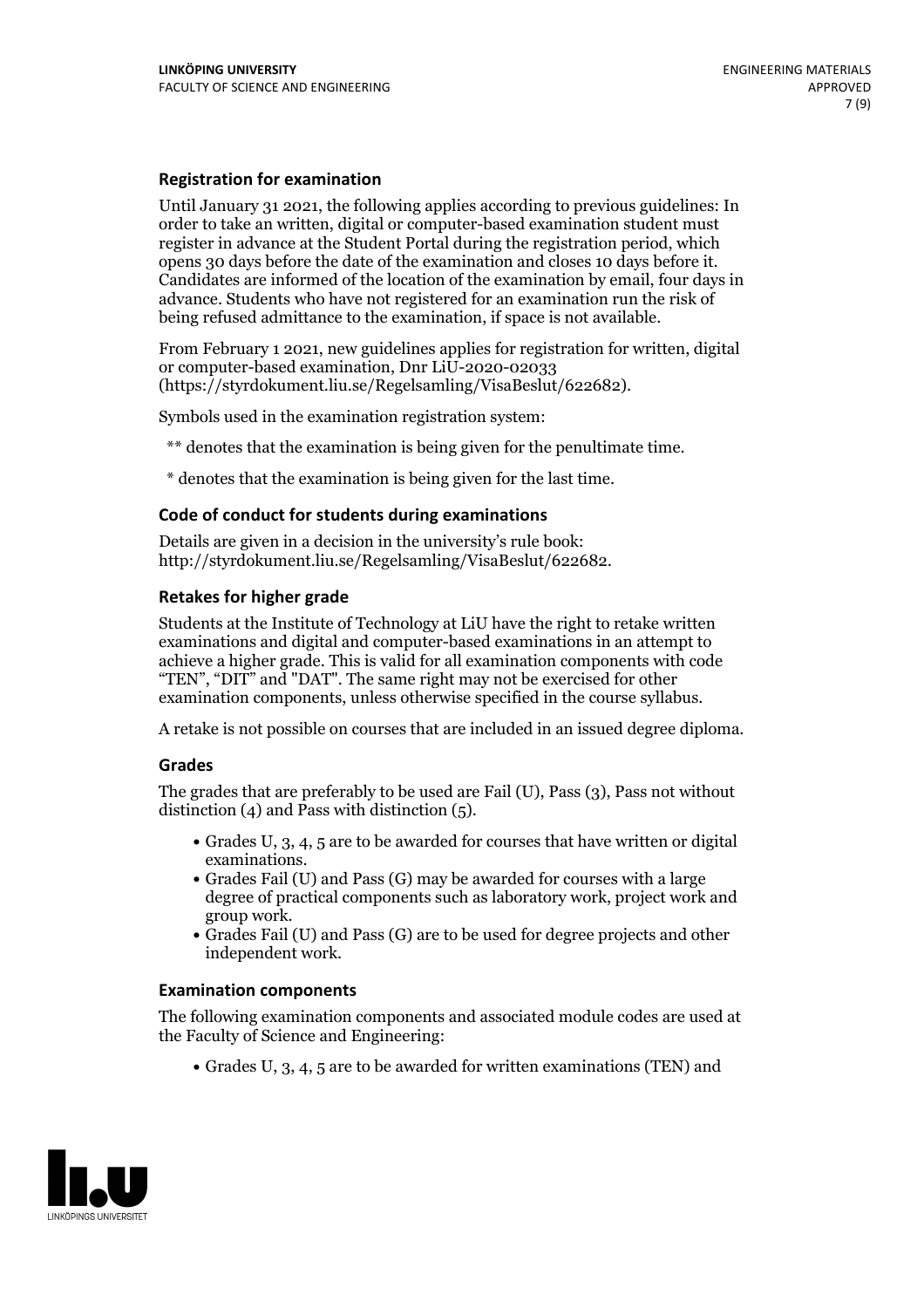### Registration for examination

Until January 31 2021, the following applies according to previous guidelines: In order to take an written, digital or computer-based examination student must register in advance at the Student Portal during the registration period, which opens 30 days before the date of the examination and closes 10 days before it. Candidates are informed of the location of the examination by email, four days in advance. Students who have not registered for an examination run the risk of being refused admittance to the examination, if space is not available.

From February 1 2021, new guidelines applies for registration for written, digital or computer-based examination, Dnr LiU-2020-02033 (https://styrdokument.liu.se/Regelsamling/VisaBeslut/622682).

Symbols used in the examination registration system:

** denotes that the examination is being given for the penultimate time.

* denotes that the examination is being given for the last time.

### Code of conduct for students during examinations

Details are given in a decision in the university's rule book: http://styrdokument.liu.se/Regelsamling/VisaBeslut/622682.

### Retakes for higher grade

Students at the Institute of Technology at LiU have the right to retake written examinations and digital and computer-based examinations in an attempt to achieve a higher grade. This is valid for all examination components with code "TEN", "DIT" and "DAT". The same right may not be exercised for other examination components, unless otherwise specified in the course syllabus.

A retake is not possible on courses that are included in an issued degree diploma.

### Grades

The grades that are preferably to be used are Fail (U), Pass (3), Pass not without distinction (4) and Pass with distinction (5).

- Grades U, 3, 4, 5 are to be awarded for courses that have written or digital examinations.
- Grades Fail (U) and Pass (G) may be awarded for courses with a large degree of practical components such as laboratory work, project work and group work.
- Grades Fail (U) and Pass (G) are to be used for degree projects and other independent work.

### Examination components

The following examination components and associated module codes are used at the Faculty of Science and Engineering:

- Grades U, 3, 4, 5 are to be awarded for written examinations (TEN) and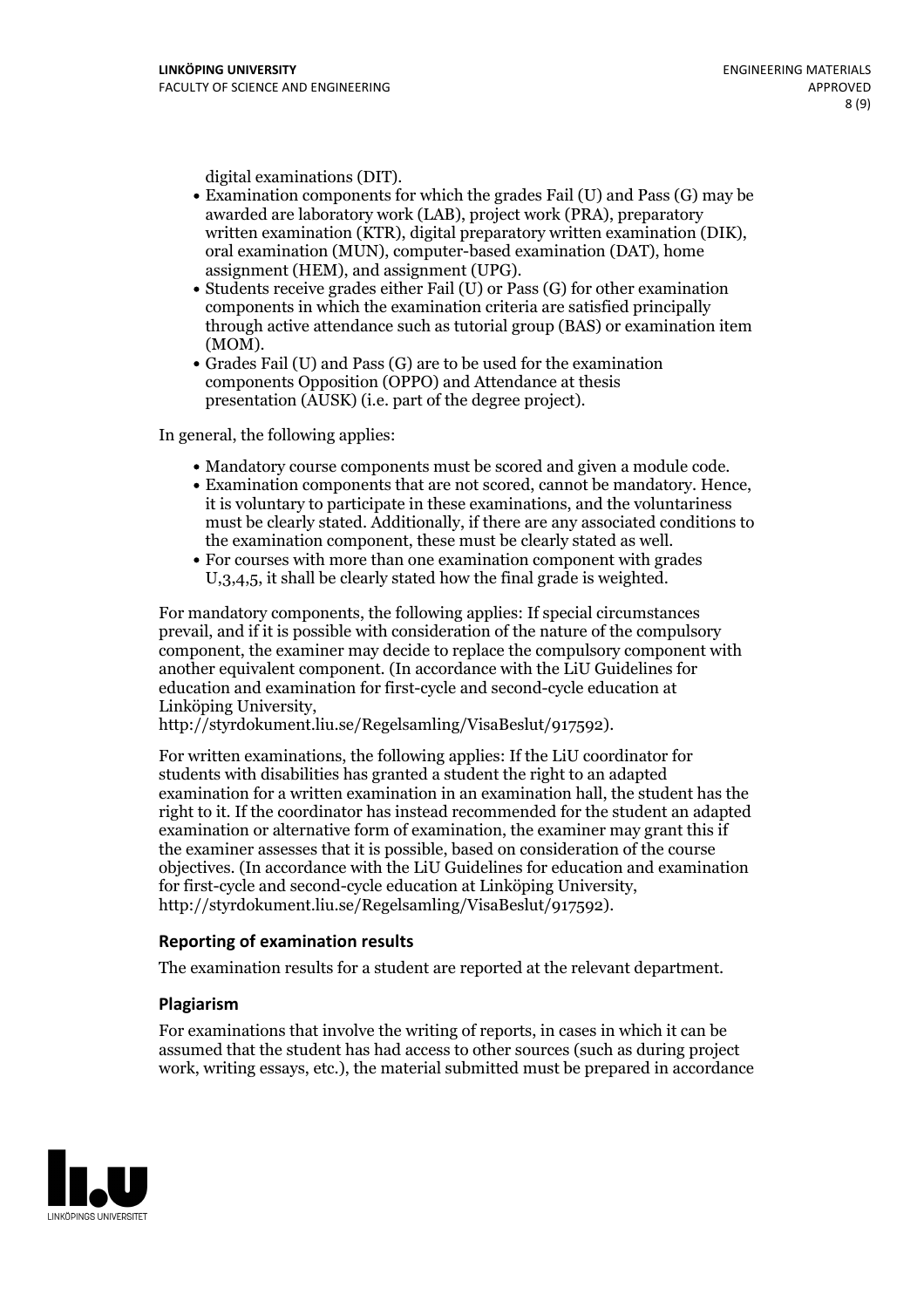digital examinations (DIT).

- Examination components for which the grades Fail (U) and Pass (G) may be awarded are laboratory work (LAB), project work (PRA), preparatory written examination (KTR), digital preparatory written examination (DIK), oral examination (MUN), computer-based examination (DAT), home assignment (HEM), and assignment (UPG).
- Students receive grades either Fail (U) or Pass (G) for other examination components in which the examination criteria are satisfied principally through active attendance such as tutorial group (BAS) or examination item (MOM).
- Grades Fail (U) and Pass (G) are to be used for the examination components Opposition (OPPO) and Attendance at thesis presentation (AUSK) (i.e. part of the degree project).

In general, the following applies:

- Mandatory course components must be scored and given a module code.
- Examination components that are not scored, cannot be mandatory. Hence, it is voluntary to participate in these examinations, and the voluntariness must be clearly stated. Additionally, if there are any associated conditions to the examination component, these must be clearly stated as well.
- For courses with more than one examination component with grades U,3,4,5, it shall be clearly stated how the final grade is weighted.

For mandatory components, the following applies: If special circumstances prevail, and if it is possible with consideration of the nature of the compulsory component, the examiner may decide to replace the compulsory component with another equivalent component. (In accordance with the LiU Guidelines for education and examination for first-cycle and second-cycle education at Linköping University, http://styrdokument.liu.se/Regelsamling/VisaBeslut/917592).

For written examinations, the following applies: If the LiU coordinator for students with disabilities has granted a student the right to an adapted examination for a written examination in an examination hall, the student has the right to it. If the coordinator has instead recommended for the student an adapted examination or alternative form of examination, the examiner may grant this if the examiner assesses that it is possible, based on consideration of the course objectives. (In accordance with the LiU Guidelines for education and examination for first-cycle and second-cycle education at Linköping University, http://styrdokument.liu.se/Regelsamling/VisaBeslut/917592).

### Reporting of examination results

The examination results for a student are reported at the relevant department.

### Plagiarism

For examinations that involve the writing of reports, in cases in which it can be assumed that the student has had access to other sources (such as during project work, writing essays, etc.), the material submitted must be prepared in accordance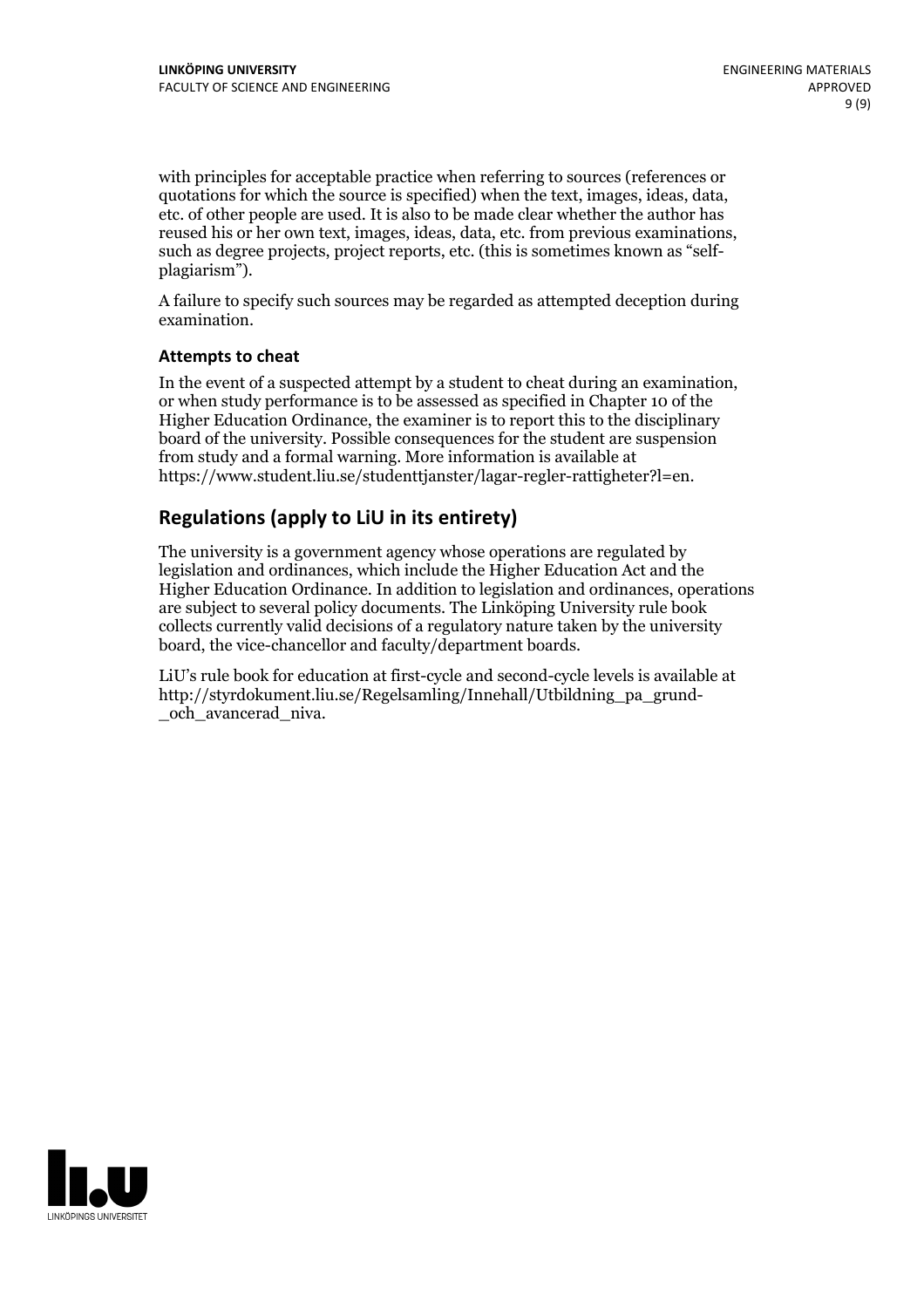with principles for acceptable practice when referring to sources (references or quotations for which the source is specified) when the text, images, ideas, data, etc. of other people are used. It is also to be made clear whether the author has reused his or her own text, images, ideas, data, etc. from previous examinations, such as degree projects, project reports, etc. (this is sometimes known as "self-plagiarism").

A failure to specify such sources may be regarded as attempted deception during examination.

### Attempts to cheat

In the event of a suspected attempt by a student to cheat during an examination, or when study performance is to be assessed as specified in Chapter 10 of the Higher Education Ordinance, the examiner is to report this to the disciplinary board of the university. Possible consequences for the student are suspension from study and a formal warning. More information is available at https://www.student.liu.se/studenttjanster/lagar-regler-rattigheter?l=en.

## Regulations (apply to LiU in its entirety)

The university is a government agency whose operations are regulated by legislation and ordinances, which include the Higher Education Act and the Higher Education Ordinance. In addition to legislation and ordinances, operations are subject to several policy documents. The Linköping University rule book collects currently valid decisions of a regulatory nature taken by the university board, the vice-chancellor and faculty/department boards.

LiU's rule book for education at first-cycle and second-cycle levels is available at http://styrdokument.liu.se/Regelsamling/Innehall/Utbildning_pa_grund-_och_avancerad_niva.